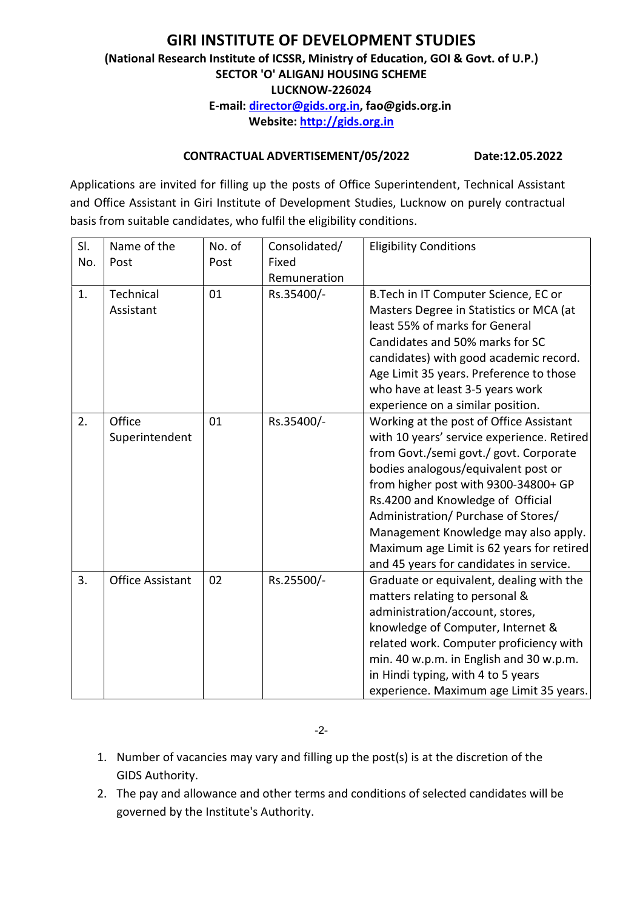# GIRI INSTITUTE OF DEVELOPMENT STUDIES

**(National Research Institute of ICSSR, Ministry of Education, GOI & Govt. of U.P.)**
**SECTOR 'O' ALIGANJ HOUSING SCHEME**
**LUCKNOW-226024**
**E-mail: director@gids.org.in, fao@gids.org.in**
**Website: http://gids.org.in**

**CONTRACTUAL ADVERTISEMENT/05/2022** **Date:12.05.2022**

Applications are invited for filling up the posts of Office Superintendent, Technical Assistant and Office Assistant in Giri Institute of Development Studies, Lucknow on purely contractual basis from suitable candidates, who fulfil the eligibility conditions.

| Sl. No. | Name of the Post | No. of Post | Consolidated/ Fixed Remuneration | Eligibility Conditions |
|---|---|---|---|---|
| 1. | Technical Assistant | 01 | Rs.35400/- | B.Tech in IT Computer Science, EC or Masters Degree in Statistics or MCA (at least 55% of marks for General Candidates and 50% marks for SC candidates) with good academic record. Age Limit 35 years. Preference to those who have at least 3-5 years work experience on a similar position. |
| 2. | Office Superintendent | 01 | Rs.35400/- | Working at the post of Office Assistant with 10 years' service experience. Retired from Govt./semi govt./ govt. Corporate bodies analogous/equivalent post or from higher post with 9300-34800+ GP Rs.4200 and Knowledge of Official Administration/ Purchase of Stores/ Management Knowledge may also apply. Maximum age Limit is 62 years for retired and 45 years for candidates in service. |
| 3. | Office Assistant | 02 | Rs.25500/- | Graduate or equivalent, dealing with the matters relating to personal & administration/account, stores, knowledge of Computer, Internet & related work. Computer proficiency with min. 40 w.p.m. in English and 30 w.p.m. in Hindi typing, with 4 to 5 years experience. Maximum age Limit 35 years. |

-2-

1. Number of vacancies may vary and filling up the post(s) is at the discretion of the GIDS Authority.
2. The pay and allowance and other terms and conditions of selected candidates will be governed by the Institute's Authority.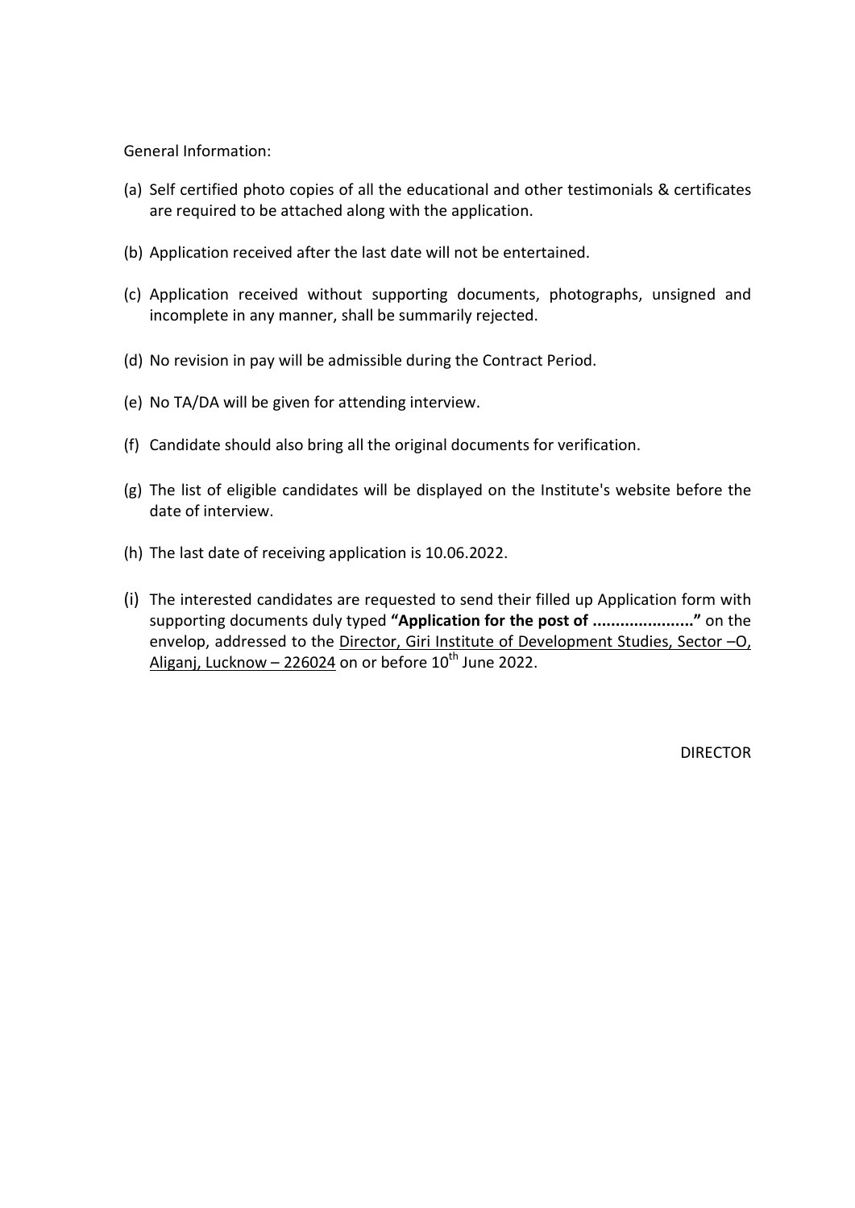General Information:

(a) Self certified photo copies of all the educational and other testimonials & certificates are required to be attached along with the application.

(b) Application received after the last date will not be entertained.

(c) Application received without supporting documents, photographs, unsigned and incomplete in any manner, shall be summarily rejected.

(d) No revision in pay will be admissible during the Contract Period.

(e) No TA/DA will be given for attending interview.

(f) Candidate should also bring all the original documents for verification.

(g) The list of eligible candidates will be displayed on the Institute's website before the date of interview.

(h) The last date of receiving application is 10.06.2022.

(i) The interested candidates are requested to send their filled up Application form with supporting documents duly typed **"Application for the post of ......................"** on the envelop, addressed to the Director, Giri Institute of Development Studies, Sector –O, Aliganj, Lucknow – 226024 on or before 10th June 2022.

DIRECTOR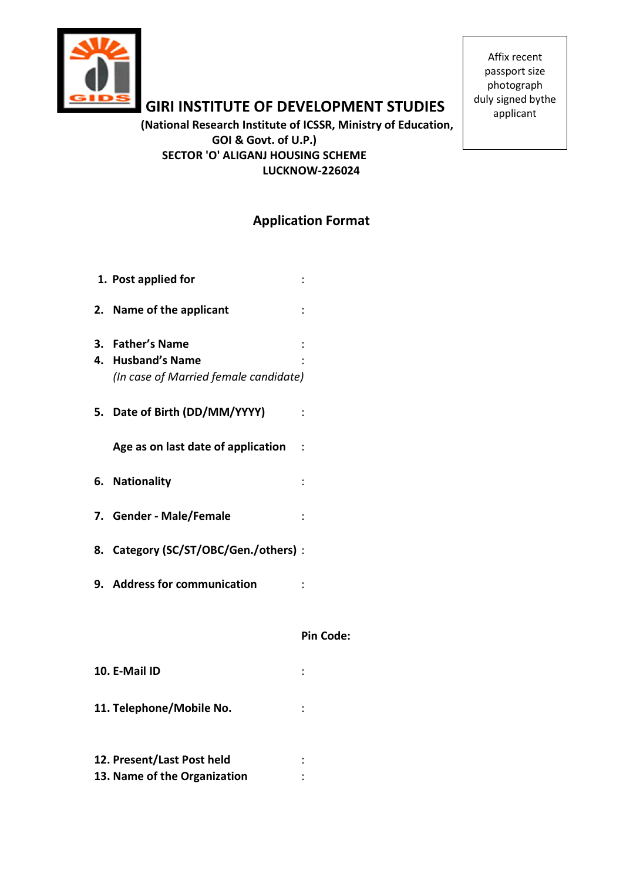# GIRI INSTITUTE OF DEVELOPMENT STUDIES

**(National Research Institute of ICSSR, Ministry of Education, GOI & Govt. of U.P.)**
**SECTOR 'O' ALIGANJ HOUSING SCHEME**
**LUCKNOW-226024**

Affix recent passport size photograph duly signed bythe applicant

## Application Format

1. **Post applied for** :

2. **Name of the applicant** :

3. **Father's Name** :
4. **Husband's Name** :
   *(In case of Married female candidate)*

5. **Date of Birth (DD/MM/YYYY)** :

   **Age as on last date of application** :

6. **Nationality** :

7. **Gender - Male/Female** :

8. **Category (SC/ST/OBC/Gen./others)** :

9. **Address for communication** :

   **Pin Code:**

10. **E-Mail ID** :

11. **Telephone/Mobile No.** :

12. **Present/Last Post held** :
13. **Name of the Organization** :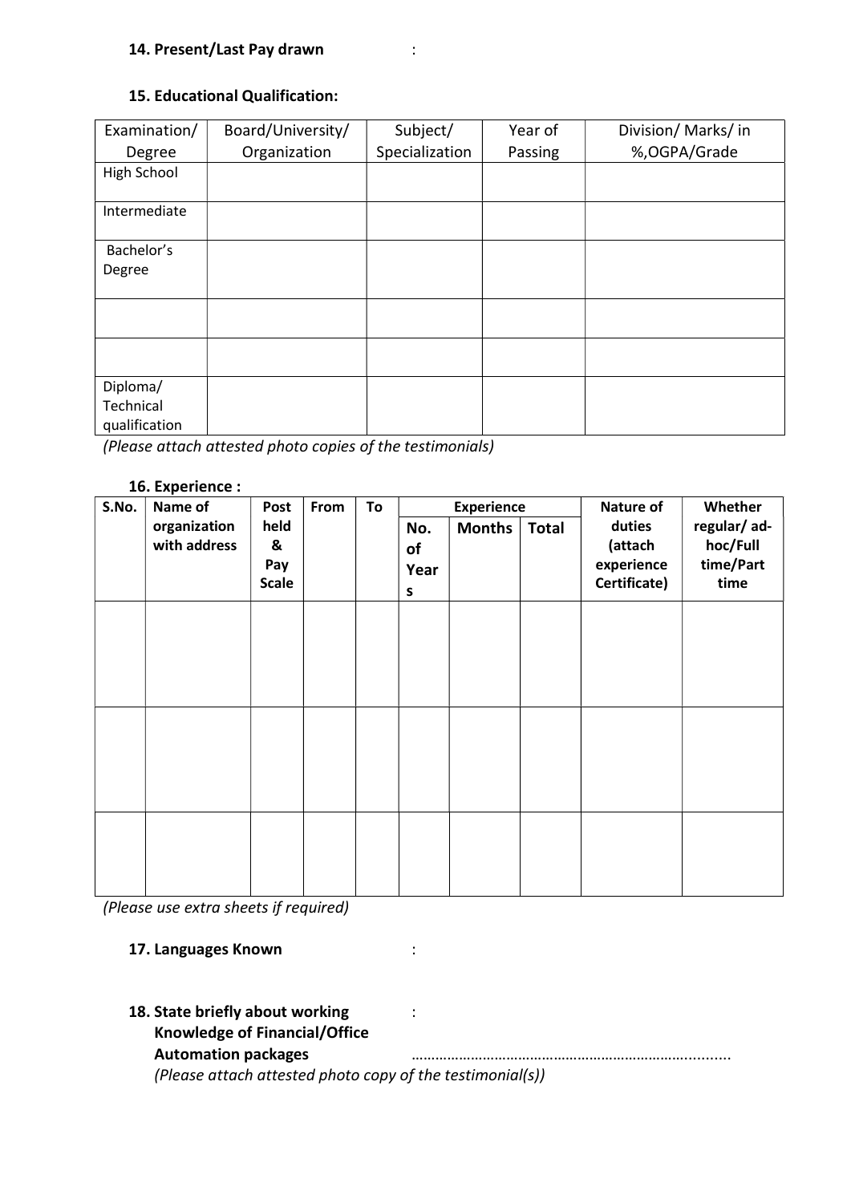**14. Present/Last Pay drawn** :

**15. Educational Qualification:**

| Examination/ Degree | Board/University/ Organization | Subject/ Specialization | Year of Passing | Division/ Marks/ in %,OGPA/Grade |
|---|---|---|---|---|
| High School | | | | |
| Intermediate | | | | |
| Bachelor's Degree | | | | |
| | | | | |
| | | | | |
| Diploma/ Technical qualification | | | | |

*(Please attach attested photo copies of the testimonials)*

**16. Experience :**

| **S.No.** | **Name of organization with address** | **Post held & Pay Scale** | **From** | **To** | **Experience** | | | **Nature of duties (attach experience Certificate)** | **Whether regular/ ad-hoc/Full time/Part time** |
|---|---|---|---|---|---|---|---|---|---|
| | | | | | **No. of Years** | **Months** | **Total** | | |
| | | | | | | | | | |
| | | | | | | | | | |
| | | | | | | | | | |

*(Please use extra sheets if required)*

**17. Languages Known** :

**18. State briefly about working Knowledge of Financial/Office Automation packages** : ……………………………………………………………..........

*(Please attach attested photo copy of the testimonial(s))*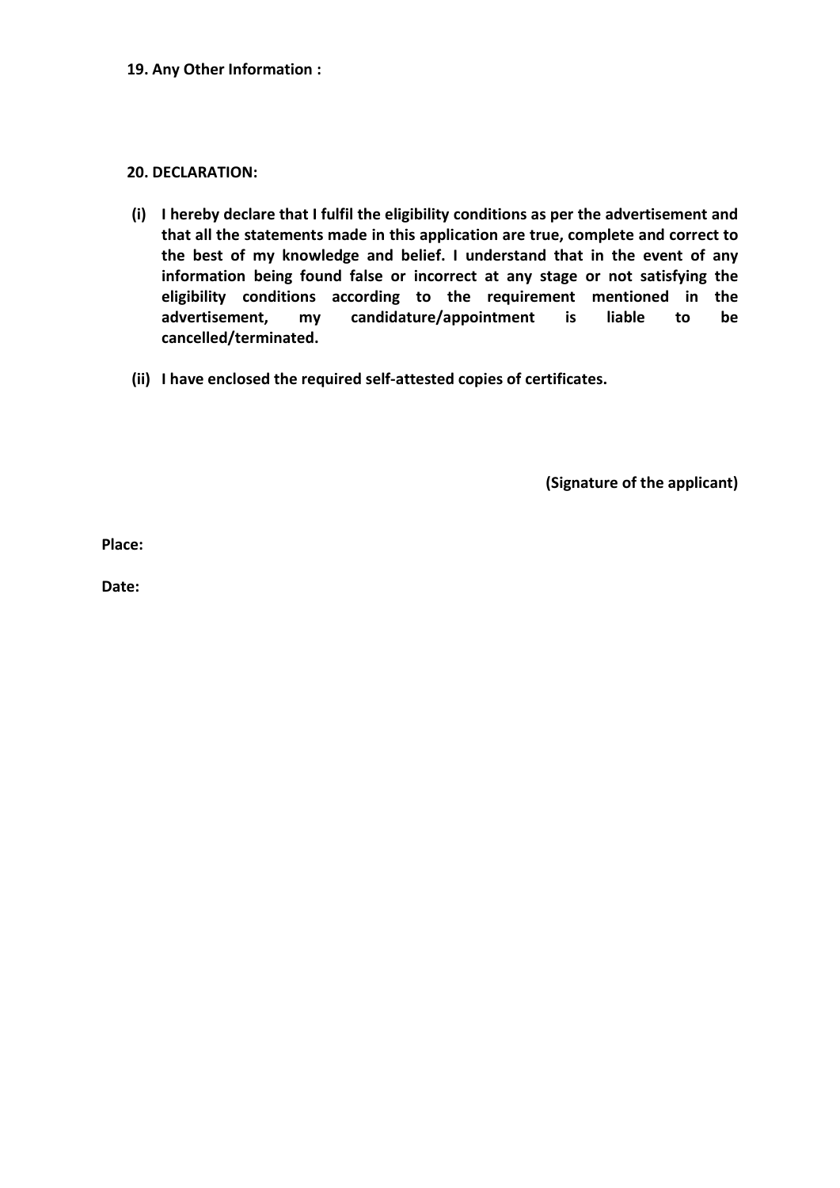**19. Any Other Information :**

**20. DECLARATION:**

**(i) I hereby declare that I fulfil the eligibility conditions as per the advertisement and that all the statements made in this application are true, complete and correct to the best of my knowledge and belief. I understand that in the event of any information being found false or incorrect at any stage or not satisfying the eligibility conditions according to the requirement mentioned in the advertisement, my candidature/appointment is liable to be cancelled/terminated.**

**(ii) I have enclosed the required self-attested copies of certificates.**

**(Signature of the applicant)**

**Place:**

**Date:**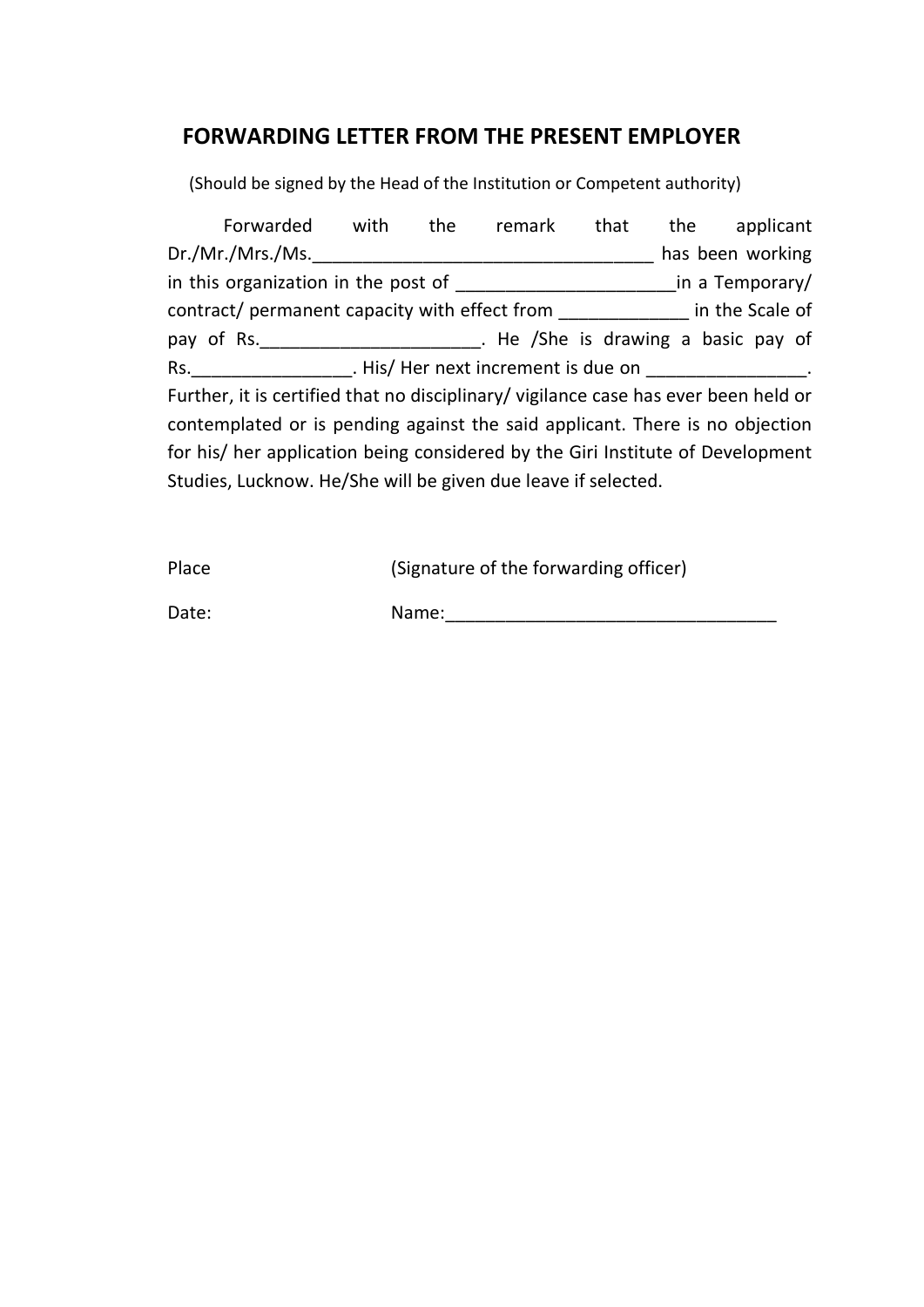## FORWARDING LETTER FROM THE PRESENT EMPLOYER

(Should be signed by the Head of the Institution or Competent authority)

Forwarded with the remark that the applicant Dr./Mr./Mrs./Ms.__________________________________ has been working in this organization in the post of _____________________in a Temporary/ contract/ permanent capacity with effect from ____________ in the Scale of pay of Rs._____________________. He /She is drawing a basic pay of Rs.________________. His/ Her next increment is due on ________________. Further, it is certified that no disciplinary/ vigilance case has ever been held or contemplated or is pending against the said applicant. There is no objection for his/ her application being considered by the Giri Institute of Development Studies, Lucknow. He/She will be given due leave if selected.

Place (Signature of the forwarding officer)

Date: Name:_________________________________